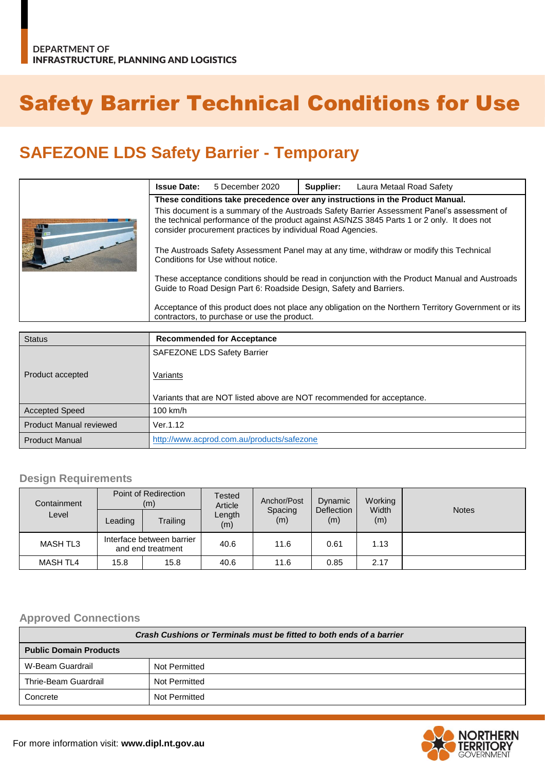DEPARTMENT OF
INFRASTRUCTURE, PLANNING AND LOGISTICS

# Safety Barrier Technical Conditions for Use

## SAFEZONE LDS Safety Barrier - Temporary

| **Issue Date:** 5 December 2020 | **Supplier:** Laura Metaal Road Safety |
|---|---|

**These conditions take precedence over any instructions in the Product Manual.**

This document is a summary of the Austroads Safety Barrier Assessment Panel's assessment of the technical performance of the product against AS/NZS 3845 Parts 1 or 2 only. It does not consider procurement practices by individual Road Agencies.

The Austroads Safety Assessment Panel may at any time, withdraw or modify this Technical Conditions for Use without notice.

These acceptance conditions should be read in conjunction with the Product Manual and Austroads Guide to Road Design Part 6: Roadside Design, Safety and Barriers.

Acceptance of this product does not place any obligation on the Northern Territory Government or its contractors, to purchase or use the product.

| Status | **Recommended for Acceptance** |
|---|---|
| Product accepted | SAFEZONE LDS Safety Barrier<br><br>Variants<br><br>Variants that are NOT listed above are NOT recommended for acceptance. |
| Accepted Speed | 100 km/h |
| Product Manual reviewed | Ver.1.12 |
| Product Manual | http://www.acprod.com.au/products/safezone |

### Design Requirements

| Containment Level | Point of Redirection (m) | | Tested Article Length (m) | Anchor/Post Spacing (m) | Dynamic Deflection (m) | Working Width (m) | Notes |
|---|---|---|---|---|---|---|---|
| | Leading | Trailing | | | | | |
| MASH TL3 | Interface between barrier and end treatment | | 40.6 | 11.6 | 0.61 | 1.13 | |
| MASH TL4 | 15.8 | 15.8 | 40.6 | 11.6 | 0.85 | 2.17 | |

### Approved Connections

| ***Crash Cushions or Terminals must be fitted to both ends of a barrier*** | |
|---|---|
| **Public Domain Products** | |
| W-Beam Guardrail | Not Permitted |
| Thrie-Beam Guardrail | Not Permitted |
| Concrete | Not Permitted |

For more information visit: **www.dipl.nt.gov.au**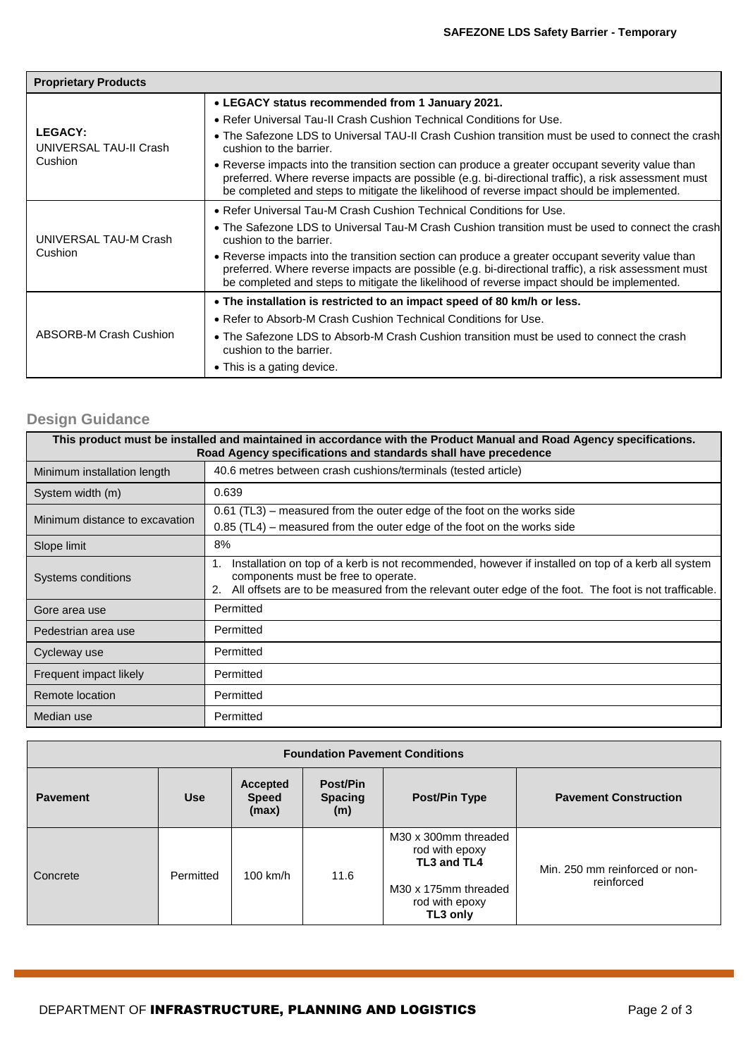| Proprietary Products | |
|---|---|
| **LEGACY:** UNIVERSAL TAU-II Crash Cushion | • **LEGACY status recommended from 1 January 2021.**<br>• Refer Universal Tau-II Crash Cushion Technical Conditions for Use.<br>• The Safezone LDS to Universal TAU-II Crash Cushion transition must be used to connect the crash cushion to the barrier.<br>• Reverse impacts into the transition section can produce a greater occupant severity value than preferred. Where reverse impacts are possible (e.g. bi-directional traffic), a risk assessment must be completed and steps to mitigate the likelihood of reverse impact should be implemented. |
| UNIVERSAL TAU-M Crash Cushion | • Refer Universal Tau-M Crash Cushion Technical Conditions for Use.<br>• The Safezone LDS to Universal Tau-M Crash Cushion transition must be used to connect the crash cushion to the barrier.<br>• Reverse impacts into the transition section can produce a greater occupant severity value than preferred. Where reverse impacts are possible (e.g. bi-directional traffic), a risk assessment must be completed and steps to mitigate the likelihood of reverse impact should be implemented. |
| ABSORB-M Crash Cushion | • **The installation is restricted to an impact speed of 80 km/h or less.**<br>• Refer to Absorb-M Crash Cushion Technical Conditions for Use.<br>• The Safezone LDS to Absorb-M Crash Cushion transition must be used to connect the crash cushion to the barrier.<br>• This is a gating device. |

## Design Guidance

| This product must be installed and maintained in accordance with the Product Manual and Road Agency specifications. Road Agency specifications and standards shall have precedence | |
|---|---|
| Minimum installation length | 40.6 metres between crash cushions/terminals (tested article) |
| System width (m) | 0.639 |
| Minimum distance to excavation | 0.61 (TL3) – measured from the outer edge of the foot on the works side<br>0.85 (TL4) – measured from the outer edge of the foot on the works side |
| Slope limit | 8% |
| Systems conditions | 1. Installation on top of a kerb is not recommended, however if installed on top of a kerb all system components must be free to operate.<br>2. All offsets are to be measured from the relevant outer edge of the foot. The foot is not trafficable. |
| Gore area use | Permitted |
| Pedestrian area use | Permitted |
| Cycleway use | Permitted |
| Frequent impact likely | Permitted |
| Remote location | Permitted |
| Median use | Permitted |

| Foundation Pavement Conditions | | | | | |
|---|---|---|---|---|---|
| **Pavement** | **Use** | **Accepted Speed (max)** | **Post/Pin Spacing (m)** | **Post/Pin Type** | **Pavement Construction** |
| Concrete | Permitted | 100 km/h | 11.6 | M30 x 300mm threaded rod with epoxy **TL3 and TL4**<br>M30 x 175mm threaded rod with epoxy **TL3 only** | Min. 250 mm reinforced or non-reinforced |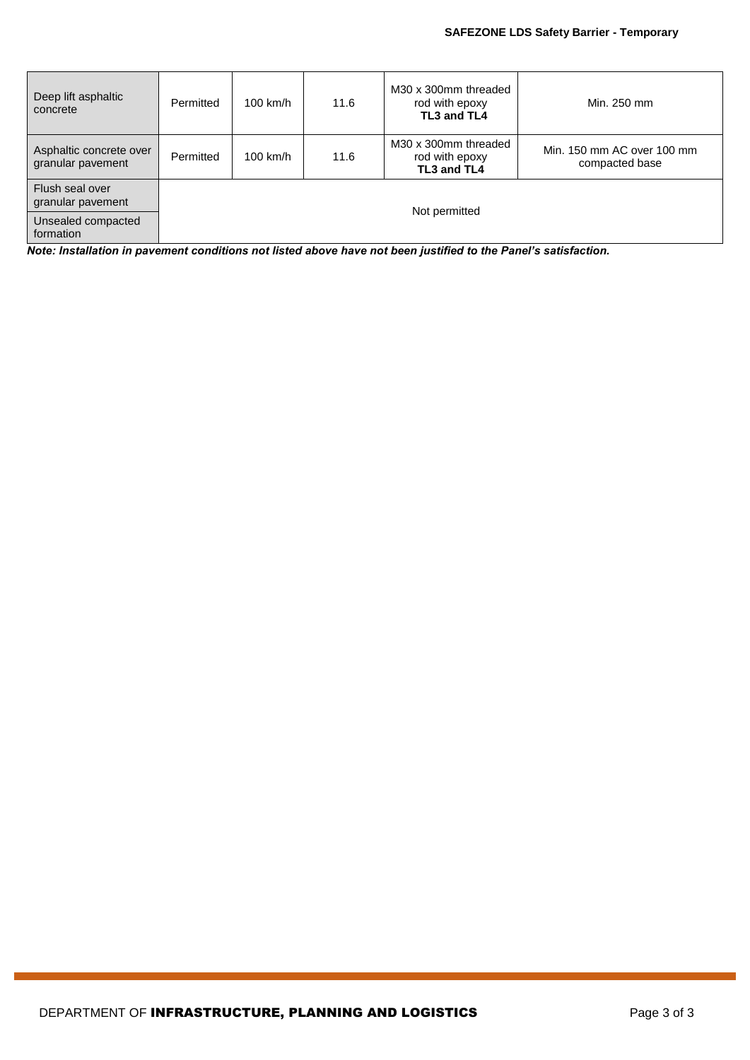| | | | | | |
|---|---|---|---|---|---|
| Deep lift asphaltic concrete | Permitted | 100 km/h | 11.6 | M30 x 300mm threaded rod with epoxy **TL3 and TL4** | Min. 250 mm |
| Asphaltic concrete over granular pavement | Permitted | 100 km/h | 11.6 | M30 x 300mm threaded rod with epoxy **TL3 and TL4** | Min. 150 mm AC over 100 mm compacted base |
| Flush seal over granular pavement | Not permitted | | | | |
| Unsealed compacted formation | Not permitted | | | | |

***Note: Installation in pavement conditions not listed above have not been justified to the Panel's satisfaction.***